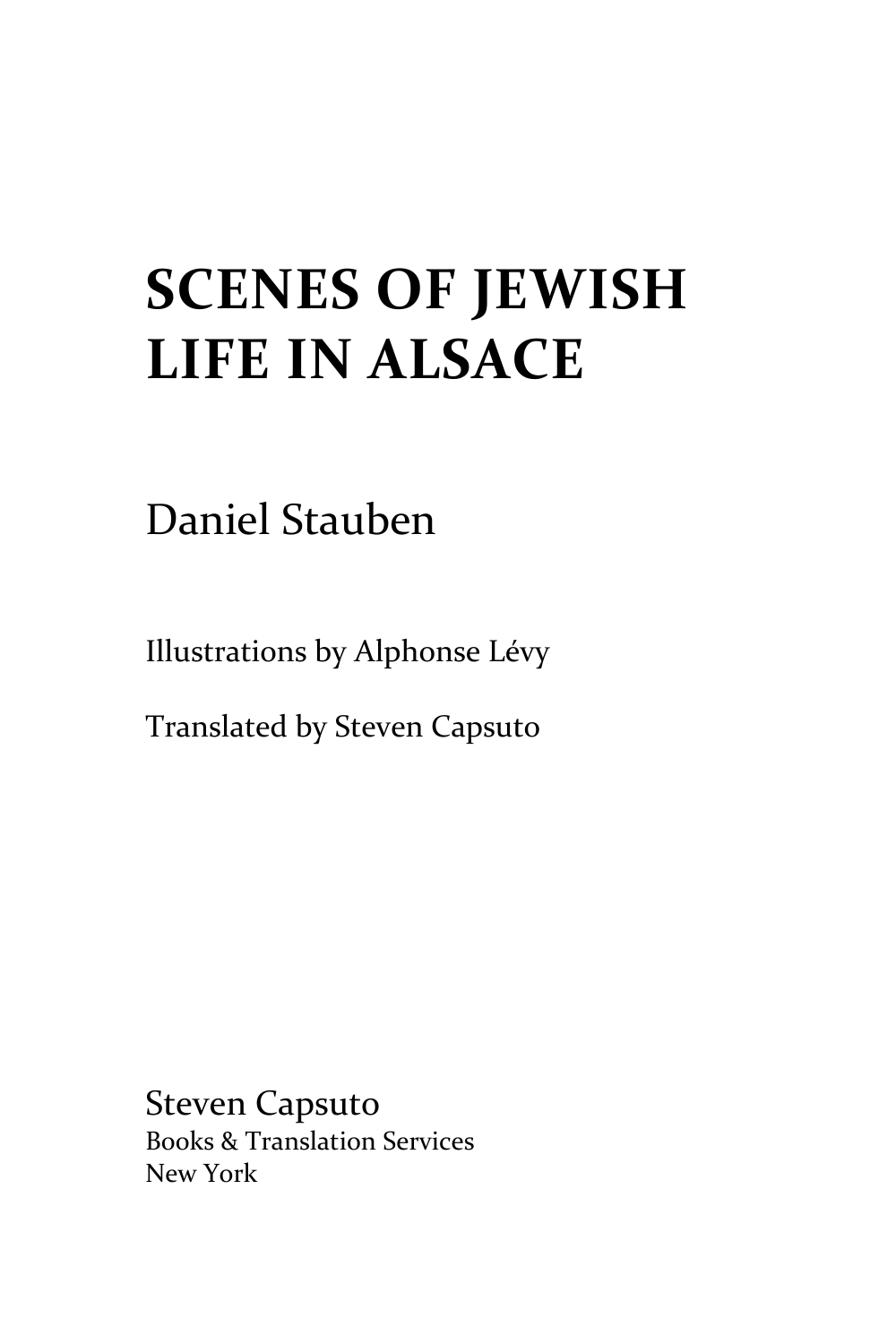# SCENES OF JEWISH LIFE IN ALSACE

Daniel Stauben

Illustrations by Alphonse Lévy

Translated by Steven Capsuto

Steven Capsuto
Books & Translation Services
New York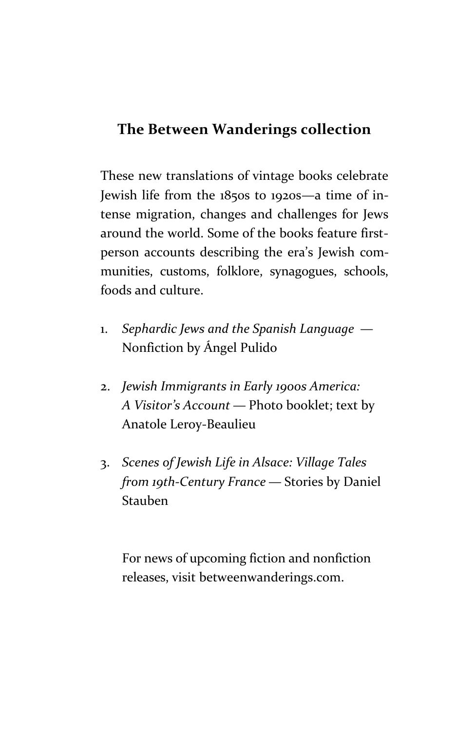## The Between Wanderings collection

These new translations of vintage books celebrate Jewish life from the 1850s to 1920s—a time of intense migration, changes and challenges for Jews around the world. Some of the books feature first-person accounts describing the era's Jewish communities, customs, folklore, synagogues, schools, foods and culture.

1. *Sephardic Jews and the Spanish Language* — Nonfiction by Ángel Pulido

2. *Jewish Immigrants in Early 1900s America: A Visitor's Account* — Photo booklet; text by Anatole Leroy-Beaulieu

3. *Scenes of Jewish Life in Alsace: Village Tales from 19th-Century France* — Stories by Daniel Stauben

For news of upcoming fiction and nonfiction releases, visit betweenwanderings.com.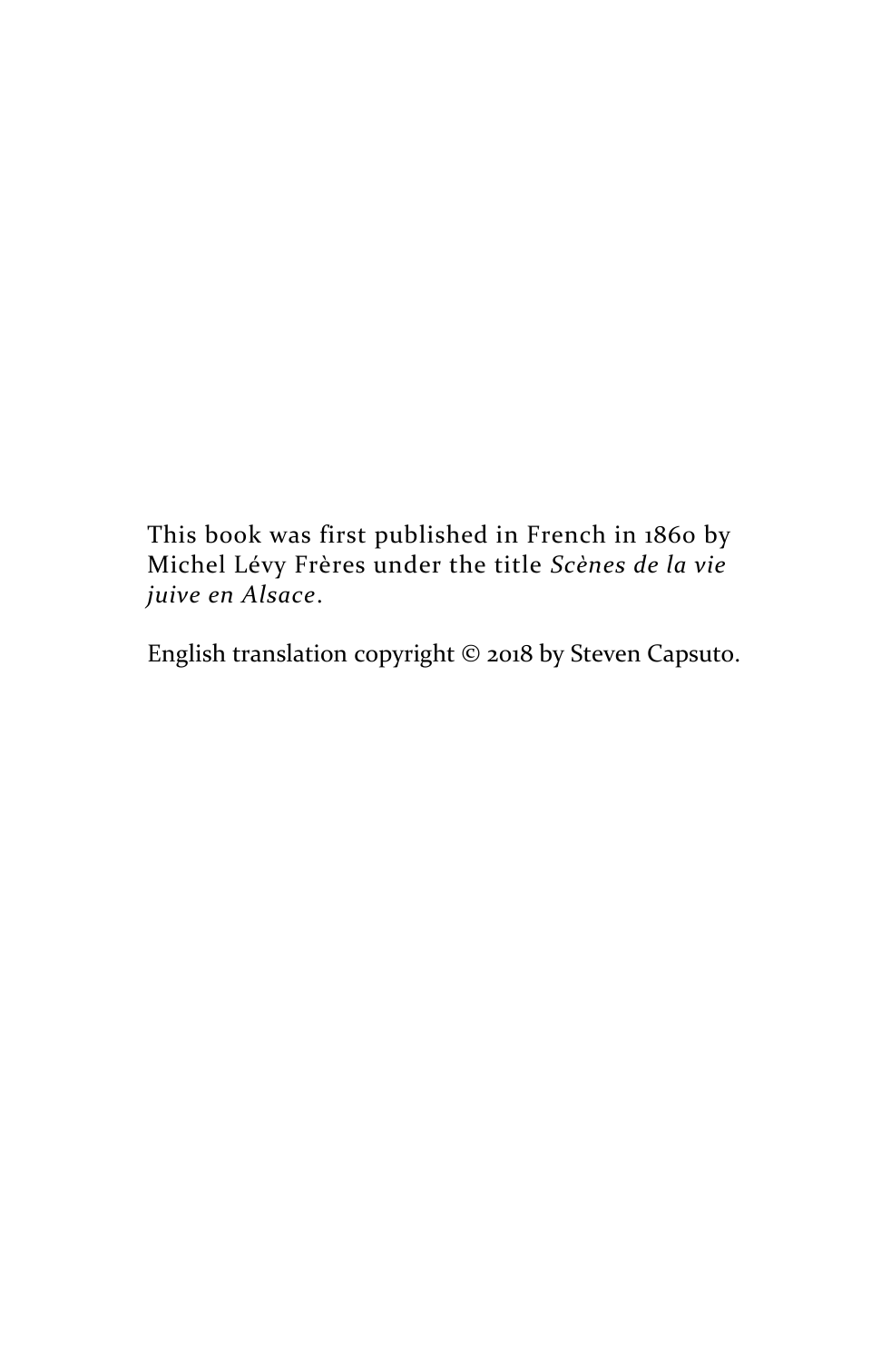This book was first published in French in 1860 by Michel Lévy Frères under the title *Scènes de la vie juive en Alsace*.

English translation copyright © 2018 by Steven Capsuto.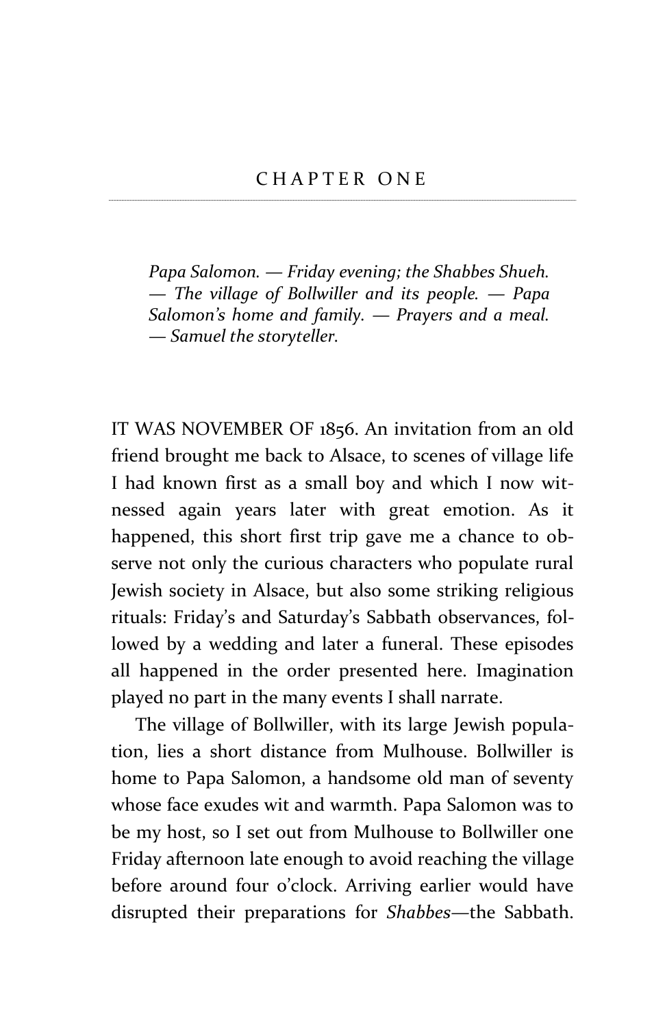## CHAPTER ONE

*Papa Salomon. — Friday evening; the Shabbes Shueh. — The village of Bollwiller and its people. — Papa Salomon's home and family. — Prayers and a meal. — Samuel the storyteller.*

IT WAS NOVEMBER OF 1856. An invitation from an old friend brought me back to Alsace, to scenes of village life I had known first as a small boy and which I now witnessed again years later with great emotion. As it happened, this short first trip gave me a chance to observe not only the curious characters who populate rural Jewish society in Alsace, but also some striking religious rituals: Friday's and Saturday's Sabbath observances, followed by a wedding and later a funeral. These episodes all happened in the order presented here. Imagination played no part in the many events I shall narrate.

The village of Bollwiller, with its large Jewish population, lies a short distance from Mulhouse. Bollwiller is home to Papa Salomon, a handsome old man of seventy whose face exudes wit and warmth. Papa Salomon was to be my host, so I set out from Mulhouse to Bollwiller one Friday afternoon late enough to avoid reaching the village before around four o'clock. Arriving earlier would have disrupted their preparations for *Shabbes*—the Sabbath.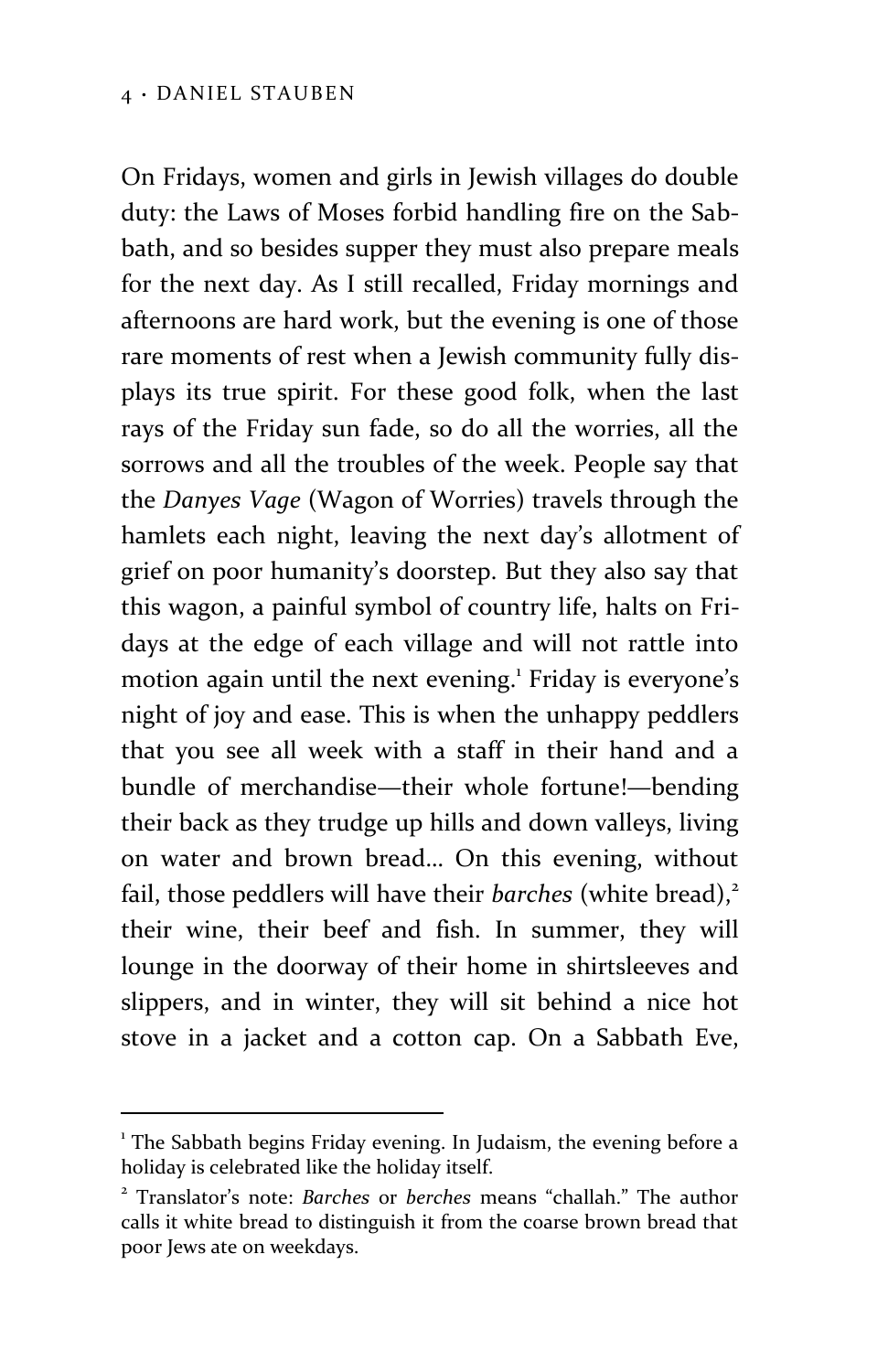On Fridays, women and girls in Jewish villages do double duty: the Laws of Moses forbid handling fire on the Sabbath, and so besides supper they must also prepare meals for the next day. As I still recalled, Friday mornings and afternoons are hard work, but the evening is one of those rare moments of rest when a Jewish community fully displays its true spirit. For these good folk, when the last rays of the Friday sun fade, so do all the worries, all the sorrows and all the troubles of the week. People say that the *Danyes Vage* (Wagon of Worries) travels through the hamlets each night, leaving the next day's allotment of grief on poor humanity's doorstep. But they also say that this wagon, a painful symbol of country life, halts on Fridays at the edge of each village and will not rattle into motion again until the next evening.[1] Friday is everyone's night of joy and ease. This is when the unhappy peddlers that you see all week with a staff in their hand and a bundle of merchandise—their whole fortune!—bending their back as they trudge up hills and down valleys, living on water and brown bread… On this evening, without fail, those peddlers will have their *barches* (white bread),[2] their wine, their beef and fish. In summer, they will lounge in the doorway of their home in shirtsleeves and slippers, and in winter, they will sit behind a nice hot stove in a jacket and a cotton cap. On a Sabbath Eve,

---

[1] The Sabbath begins Friday evening. In Judaism, the evening before a holiday is celebrated like the holiday itself.

[2] Translator's note: *Barches* or *berches* means "challah." The author calls it white bread to distinguish it from the coarse brown bread that poor Jews ate on weekdays.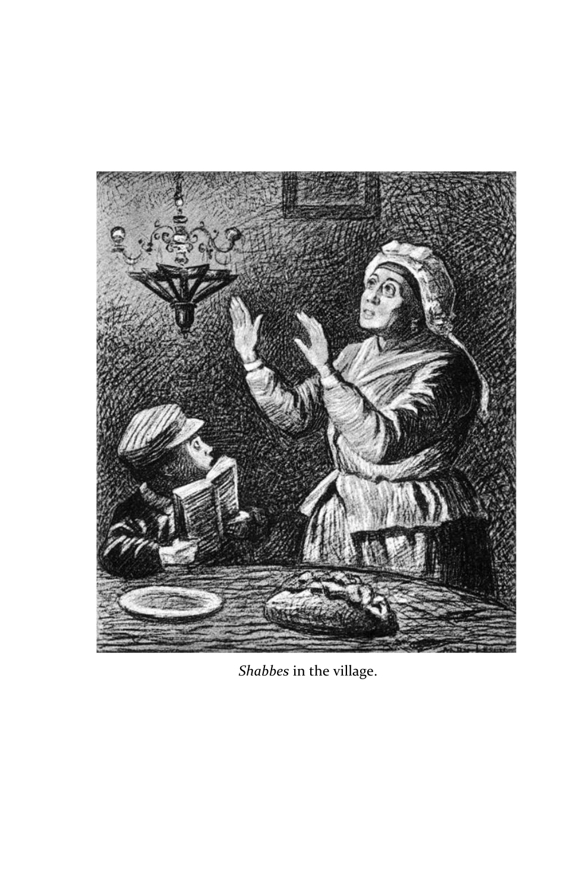*Shabbes* in the village.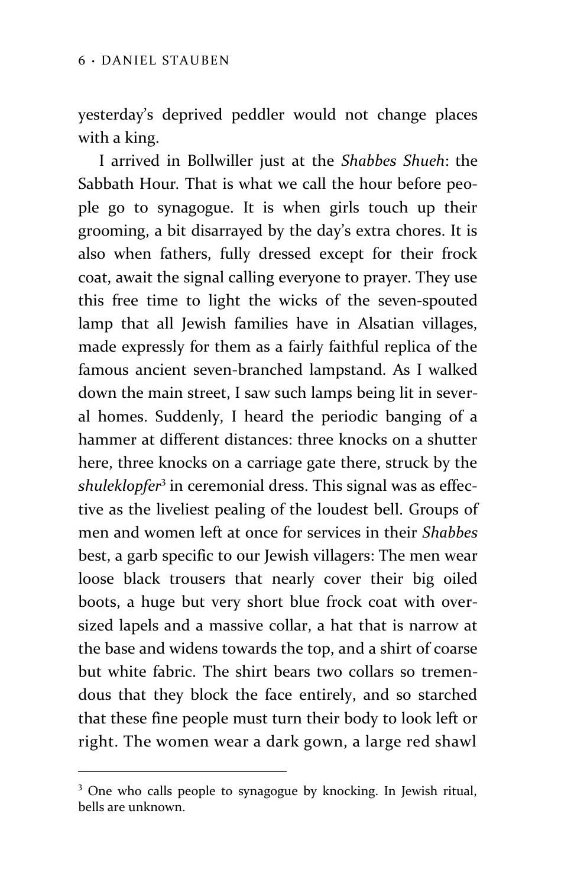yesterday's deprived peddler would not change places with a king.

I arrived in Bollwiller just at the *Shabbes Shueh*: the Sabbath Hour. That is what we call the hour before people go to synagogue. It is when girls touch up their grooming, a bit disarrayed by the day's extra chores. It is also when fathers, fully dressed except for their frock coat, await the signal calling everyone to prayer. They use this free time to light the wicks of the seven-spouted lamp that all Jewish families have in Alsatian villages, made expressly for them as a fairly faithful replica of the famous ancient seven-branched lampstand. As I walked down the main street, I saw such lamps being lit in several homes. Suddenly, I heard the periodic banging of a hammer at different distances: three knocks on a shutter here, three knocks on a carriage gate there, struck by the *shuleklopfer*[3] in ceremonial dress. This signal was as effective as the liveliest pealing of the loudest bell. Groups of men and women left at once for services in their *Shabbes* best, a garb specific to our Jewish villagers: The men wear loose black trousers that nearly cover their big oiled boots, a huge but very short blue frock coat with oversized lapels and a massive collar, a hat that is narrow at the base and widens towards the top, and a shirt of coarse but white fabric. The shirt bears two collars so tremendous that they block the face entirely, and so starched that these fine people must turn their body to look left or right. The women wear a dark gown, a large red shawl

---

[3] One who calls people to synagogue by knocking. In Jewish ritual, bells are unknown.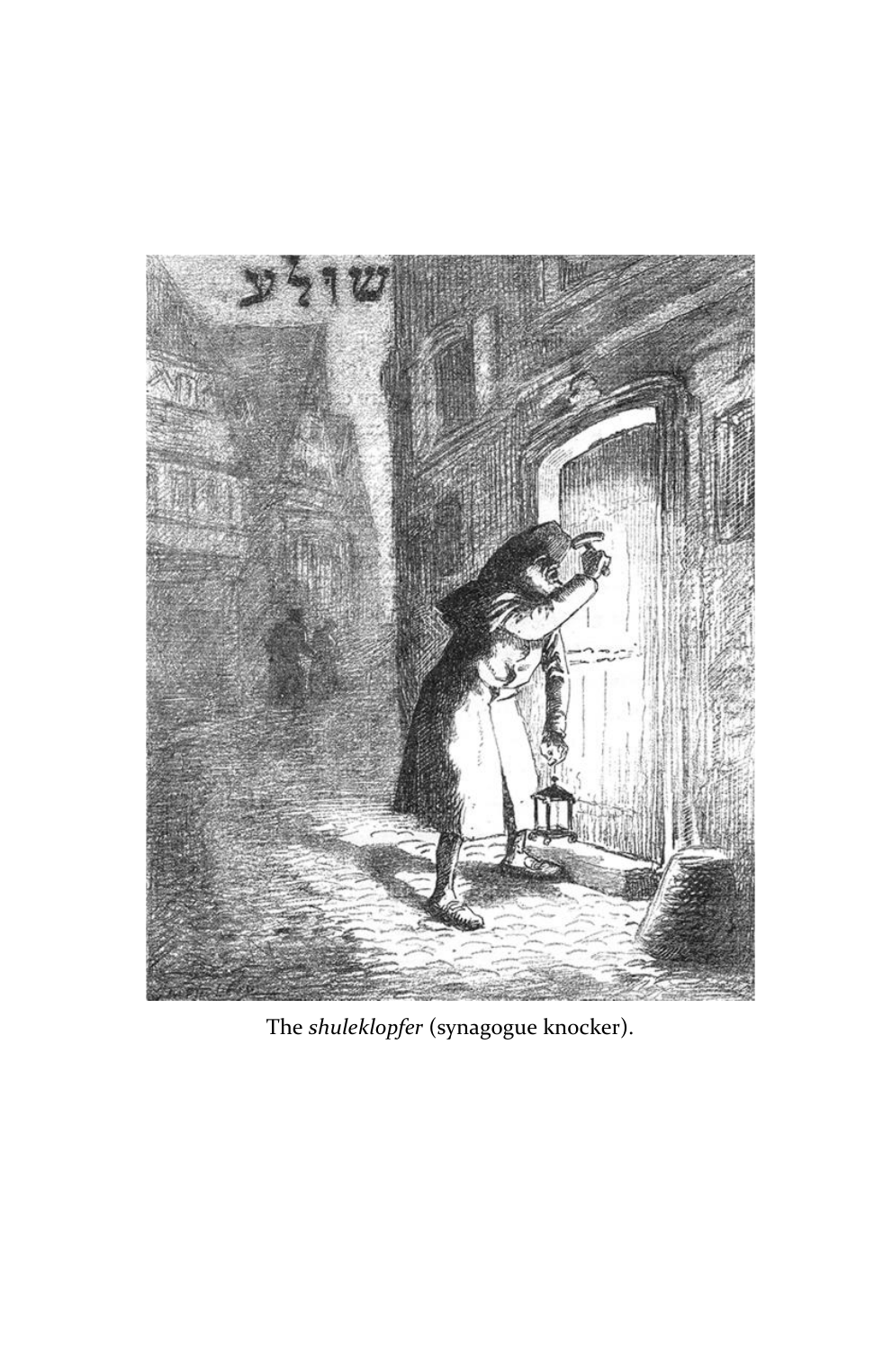The *shuleklopfer* (synagogue knocker).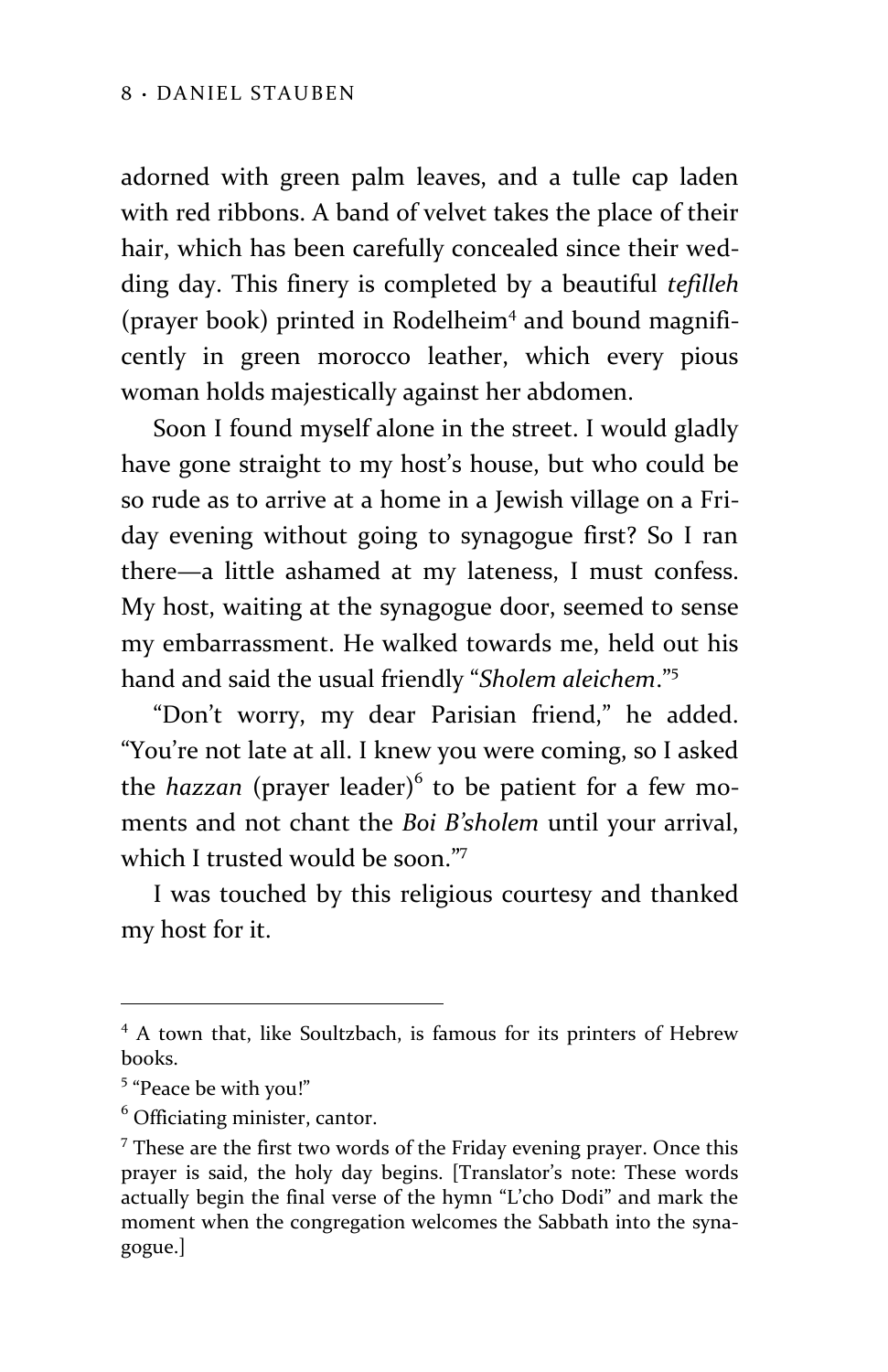adorned with green palm leaves, and a tulle cap laden with red ribbons. A band of velvet takes the place of their hair, which has been carefully concealed since their wedding day. This finery is completed by a beautiful *tefilleh* (prayer book) printed in Rodelheim[4] and bound magnificently in green morocco leather, which every pious woman holds majestically against her abdomen.

Soon I found myself alone in the street. I would gladly have gone straight to my host's house, but who could be so rude as to arrive at a home in a Jewish village on a Friday evening without going to synagogue first? So I ran there—a little ashamed at my lateness, I must confess. My host, waiting at the synagogue door, seemed to sense my embarrassment. He walked towards me, held out his hand and said the usual friendly "*Sholem aleichem*."[5]

"Don't worry, my dear Parisian friend," he added. "You're not late at all. I knew you were coming, so I asked the *hazzan* (prayer leader)[6] to be patient for a few moments and not chant the *Boi B'sholem* until your arrival, which I trusted would be soon."[7]

I was touched by this religious courtesy and thanked my host for it.

---

[4] A town that, like Soultzbach, is famous for its printers of Hebrew books.

[5] "Peace be with you!"

[6] Officiating minister, cantor.

[7] These are the first two words of the Friday evening prayer. Once this prayer is said, the holy day begins. [Translator's note: These words actually begin the final verse of the hymn "L'cho Dodi" and mark the moment when the congregation welcomes the Sabbath into the synagogue.]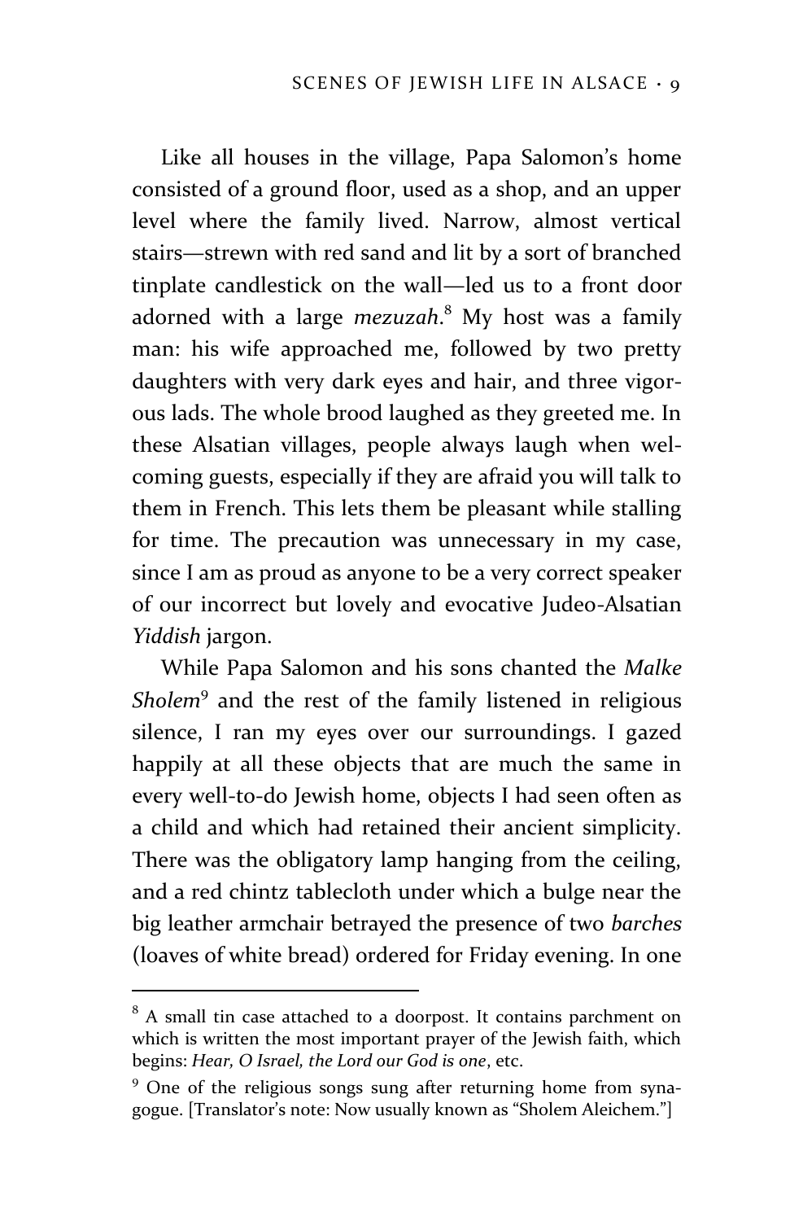Like all houses in the village, Papa Salomon's home consisted of a ground floor, used as a shop, and an upper level where the family lived. Narrow, almost vertical stairs—strewn with red sand and lit by a sort of branched tinplate candlestick on the wall—led us to a front door adorned with a large *mezuzah*.[8] My host was a family man: his wife approached me, followed by two pretty daughters with very dark eyes and hair, and three vigorous lads. The whole brood laughed as they greeted me. In these Alsatian villages, people always laugh when welcoming guests, especially if they are afraid you will talk to them in French. This lets them be pleasant while stalling for time. The precaution was unnecessary in my case, since I am as proud as anyone to be a very correct speaker of our incorrect but lovely and evocative Judeo-Alsatian *Yiddish* jargon.

While Papa Salomon and his sons chanted the *Malke Sholem*[9] and the rest of the family listened in religious silence, I ran my eyes over our surroundings. I gazed happily at all these objects that are much the same in every well-to-do Jewish home, objects I had seen often as a child and which had retained their ancient simplicity. There was the obligatory lamp hanging from the ceiling, and a red chintz tablecloth under which a bulge near the big leather armchair betrayed the presence of two *barches* (loaves of white bread) ordered for Friday evening. In one

---

[8] A small tin case attached to a doorpost. It contains parchment on which is written the most important prayer of the Jewish faith, which begins: *Hear, O Israel, the Lord our God is one*, etc.

[9] One of the religious songs sung after returning home from synagogue. [Translator's note: Now usually known as "Sholem Aleichem."]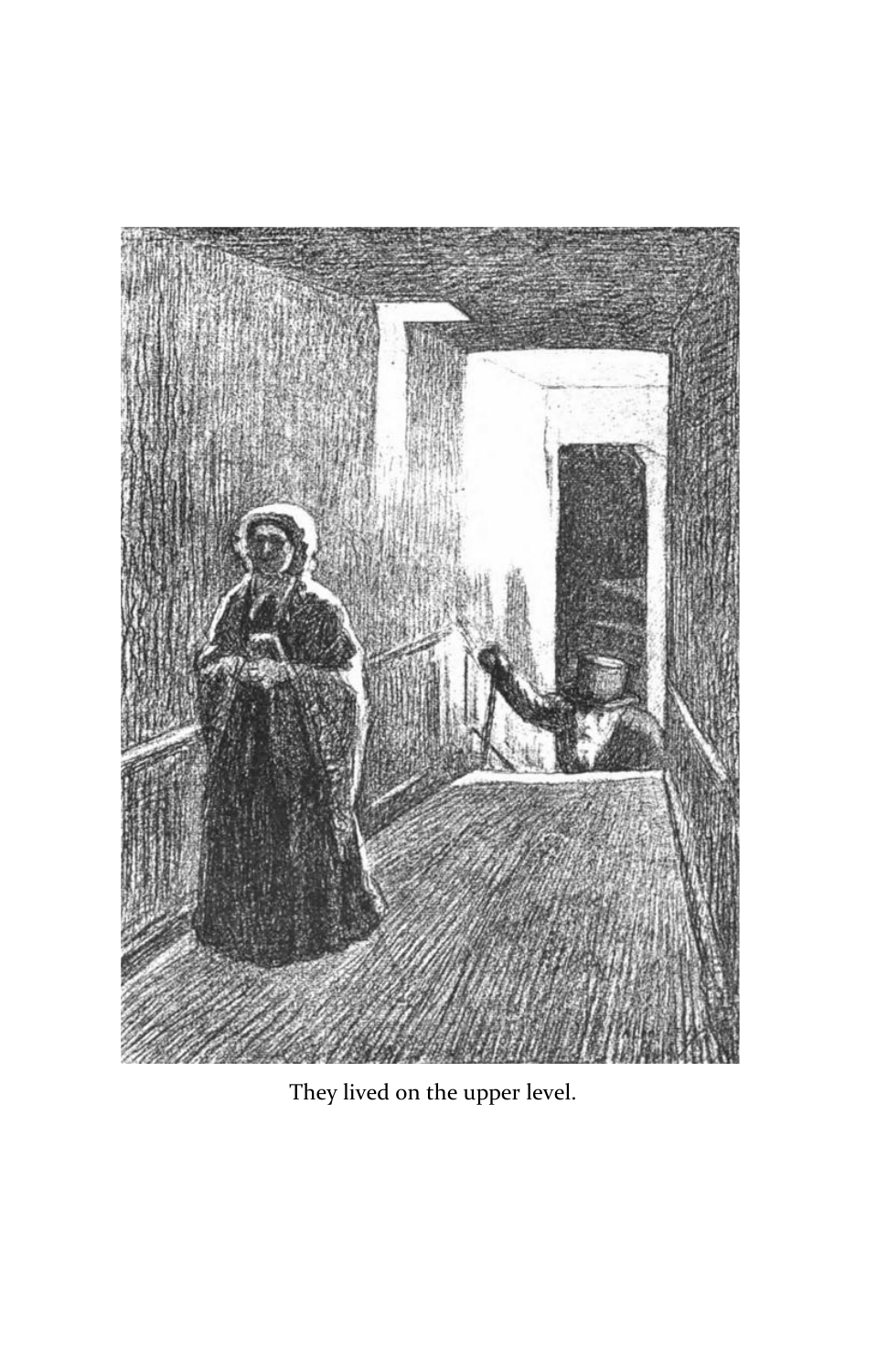They lived on the upper level.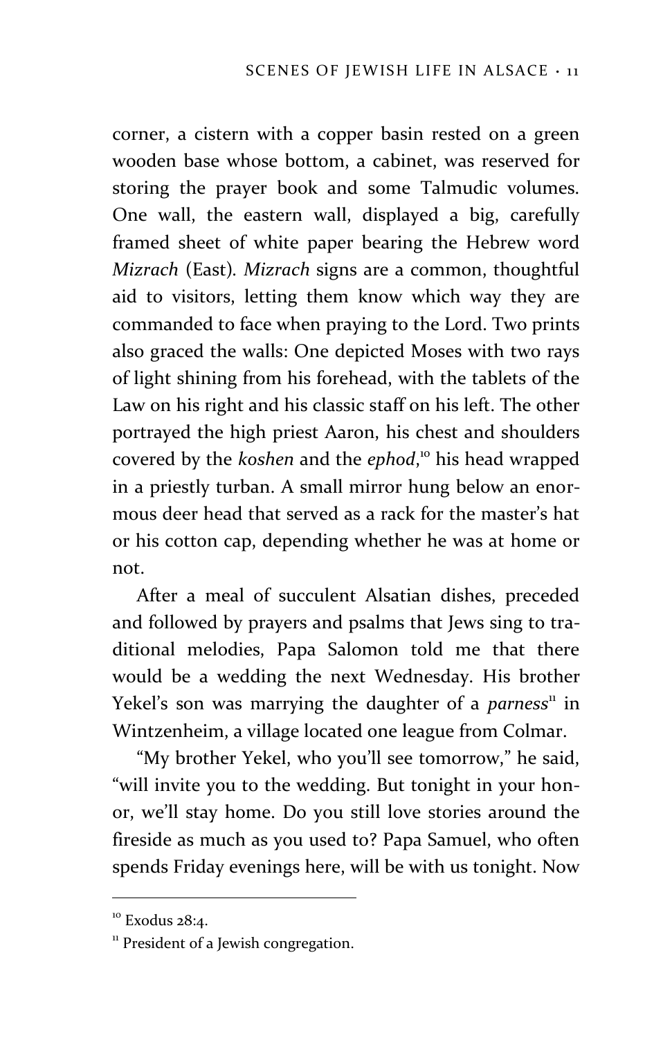corner, a cistern with a copper basin rested on a green wooden base whose bottom, a cabinet, was reserved for storing the prayer book and some Talmudic volumes. One wall, the eastern wall, displayed a big, carefully framed sheet of white paper bearing the Hebrew word *Mizrach* (East). *Mizrach* signs are a common, thoughtful aid to visitors, letting them know which way they are commanded to face when praying to the Lord. Two prints also graced the walls: One depicted Moses with two rays of light shining from his forehead, with the tablets of the Law on his right and his classic staff on his left. The other portrayed the high priest Aaron, his chest and shoulders covered by the *koshen* and the *ephod*,[10] his head wrapped in a priestly turban. A small mirror hung below an enormous deer head that served as a rack for the master's hat or his cotton cap, depending whether he was at home or not.

After a meal of succulent Alsatian dishes, preceded and followed by prayers and psalms that Jews sing to traditional melodies, Papa Salomon told me that there would be a wedding the next Wednesday. His brother Yekel's son was marrying the daughter of a *parness*[11] in Wintzenheim, a village located one league from Colmar.

"My brother Yekel, who you'll see tomorrow," he said, "will invite you to the wedding. But tonight in your honor, we'll stay home. Do you still love stories around the fireside as much as you used to? Papa Samuel, who often spends Friday evenings here, will be with us tonight. Now

---

[10] Exodus 28:4.

[11] President of a Jewish congregation.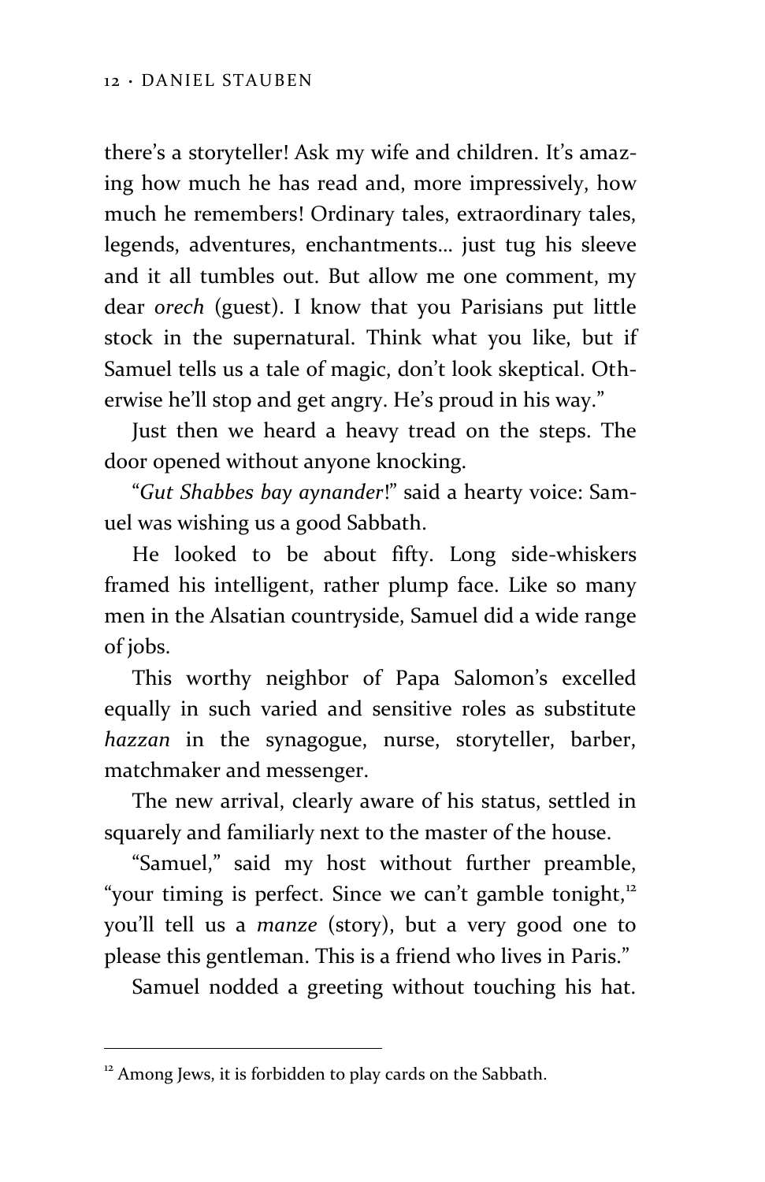there's a storyteller! Ask my wife and children. It's amazing how much he has read and, more impressively, how much he remembers! Ordinary tales, extraordinary tales, legends, adventures, enchantments… just tug his sleeve and it all tumbles out. But allow me one comment, my dear *orech* (guest). I know that you Parisians put little stock in the supernatural. Think what you like, but if Samuel tells us a tale of magic, don't look skeptical. Otherwise he'll stop and get angry. He's proud in his way."

Just then we heard a heavy tread on the steps. The door opened without anyone knocking.

"*Gut Shabbes bay aynander*!" said a hearty voice: Samuel was wishing us a good Sabbath.

He looked to be about fifty. Long side-whiskers framed his intelligent, rather plump face. Like so many men in the Alsatian countryside, Samuel did a wide range of jobs.

This worthy neighbor of Papa Salomon's excelled equally in such varied and sensitive roles as substitute *hazzan* in the synagogue, nurse, storyteller, barber, matchmaker and messenger.

The new arrival, clearly aware of his status, settled in squarely and familiarly next to the master of the house.

"Samuel," said my host without further preamble, "your timing is perfect. Since we can't gamble tonight,[12] you'll tell us a *manze* (story), but a very good one to please this gentleman. This is a friend who lives in Paris."

Samuel nodded a greeting without touching his hat.

[12] Among Jews, it is forbidden to play cards on the Sabbath.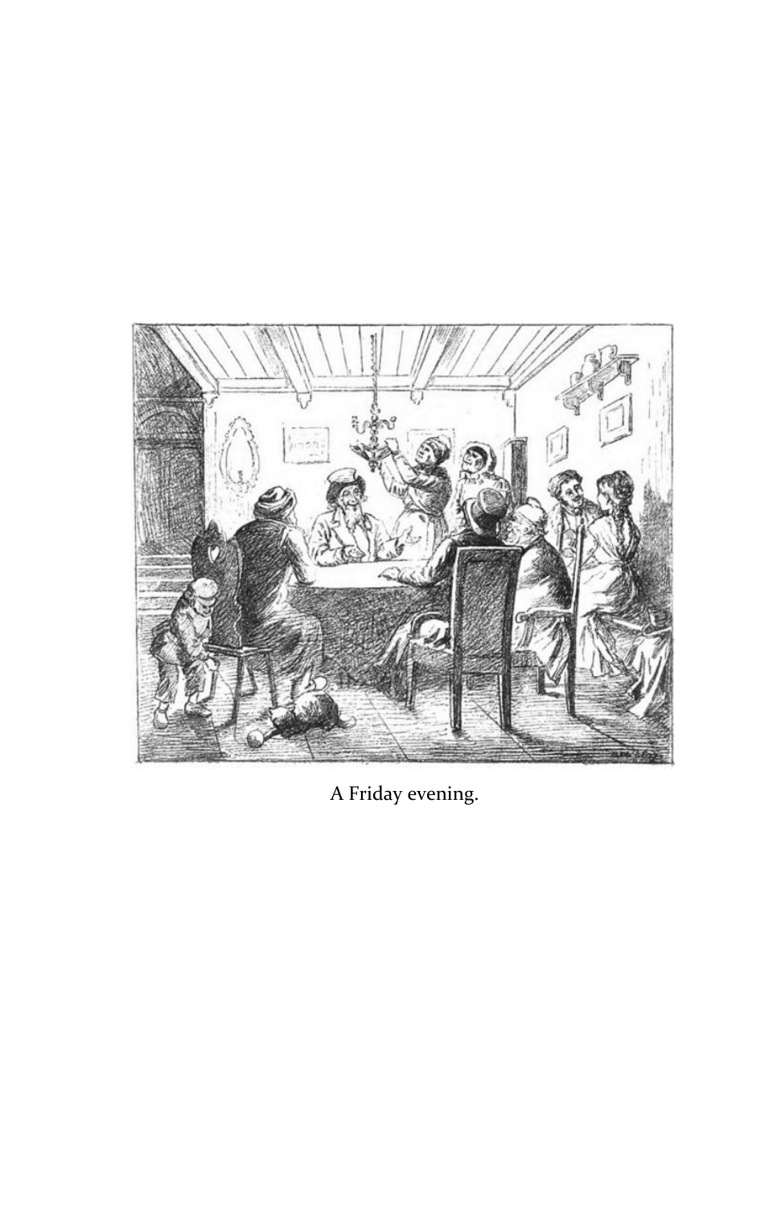A Friday evening.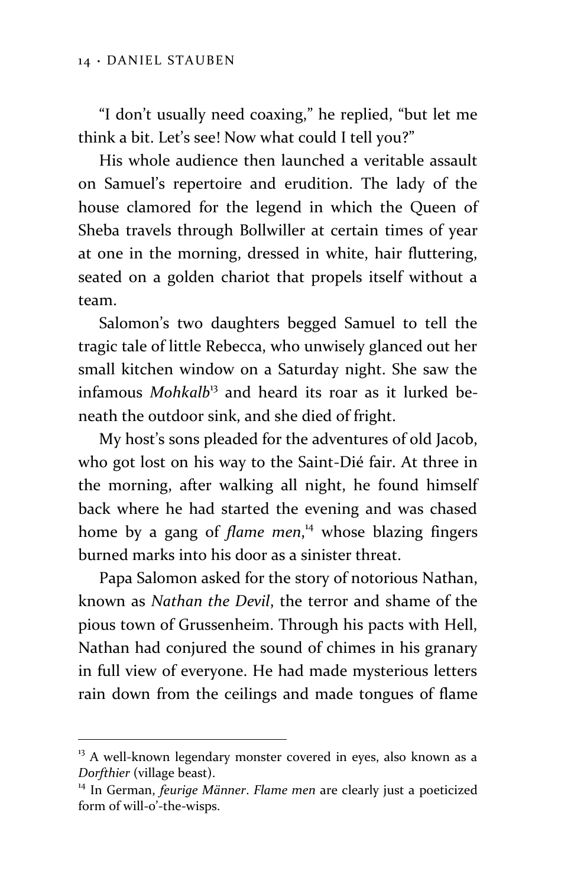"I don't usually need coaxing," he replied, "but let me think a bit. Let's see! Now what could I tell you?"

His whole audience then launched a veritable assault on Samuel's repertoire and erudition. The lady of the house clamored for the legend in which the Queen of Sheba travels through Bollwiller at certain times of year at one in the morning, dressed in white, hair fluttering, seated on a golden chariot that propels itself without a team.

Salomon's two daughters begged Samuel to tell the tragic tale of little Rebecca, who unwisely glanced out her small kitchen window on a Saturday night. She saw the infamous *Mohkalb*[13] and heard its roar as it lurked beneath the outdoor sink, and she died of fright.

My host's sons pleaded for the adventures of old Jacob, who got lost on his way to the Saint-Dié fair. At three in the morning, after walking all night, he found himself back where he had started the evening and was chased home by a gang of *flame men*,[14] whose blazing fingers burned marks into his door as a sinister threat.

Papa Salomon asked for the story of notorious Nathan, known as *Nathan the Devil*, the terror and shame of the pious town of Grussenheim. Through his pacts with Hell, Nathan had conjured the sound of chimes in his granary in full view of everyone. He had made mysterious letters rain down from the ceilings and made tongues of flame

---

[13] A well-known legendary monster covered in eyes, also known as a *Dorfthier* (village beast).

[14] In German, *feurige Männer*. *Flame men* are clearly just a poeticized form of will-o'-the-wisps.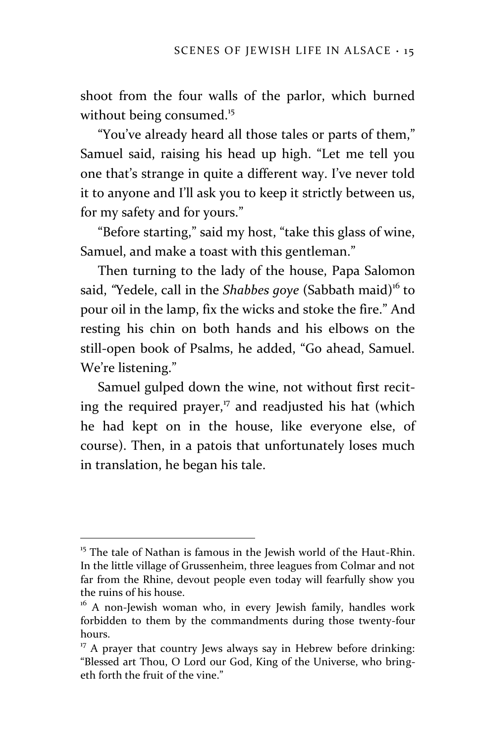shoot from the four walls of the parlor, which burned without being consumed.[15]

"You've already heard all those tales or parts of them," Samuel said, raising his head up high. "Let me tell you one that's strange in quite a different way. I've never told it to anyone and I'll ask you to keep it strictly between us, for my safety and for yours."

"Before starting," said my host, "take this glass of wine, Samuel, and make a toast with this gentleman."

Then turning to the lady of the house, Papa Salomon said, "Yedele, call in the *Shabbes goye* (Sabbath maid)[16] to pour oil in the lamp, fix the wicks and stoke the fire." And resting his chin on both hands and his elbows on the still-open book of Psalms, he added, "Go ahead, Samuel. We're listening."

Samuel gulped down the wine, not without first reciting the required prayer,[17] and readjusted his hat (which he had kept on in the house, like everyone else, of course). Then, in a patois that unfortunately loses much in translation, he began his tale.

---

[15] The tale of Nathan is famous in the Jewish world of the Haut-Rhin. In the little village of Grussenheim, three leagues from Colmar and not far from the Rhine, devout people even today will fearfully show you the ruins of his house.

[16] A non-Jewish woman who, in every Jewish family, handles work forbidden to them by the commandments during those twenty-four hours.

[17] A prayer that country Jews always say in Hebrew before drinking: "Blessed art Thou, O Lord our God, King of the Universe, who bringeth forth the fruit of the vine."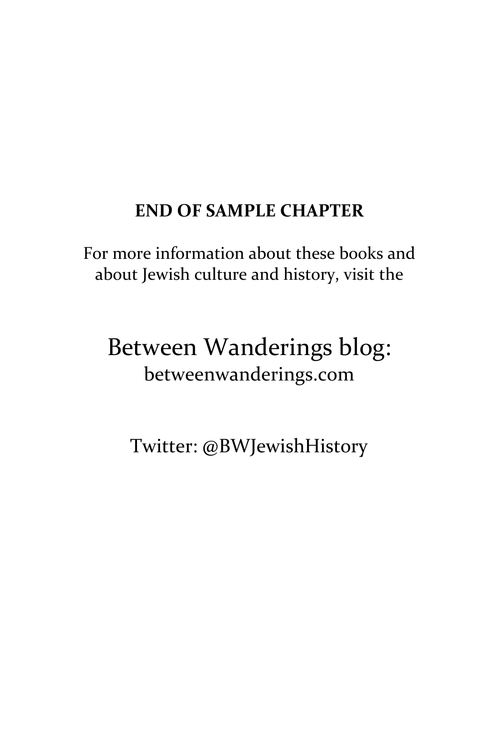**END OF SAMPLE CHAPTER**

For more information about these books and about Jewish culture and history, visit the

Between Wanderings blog:
betweenwanderings.com

Twitter: @BWJewishHistory